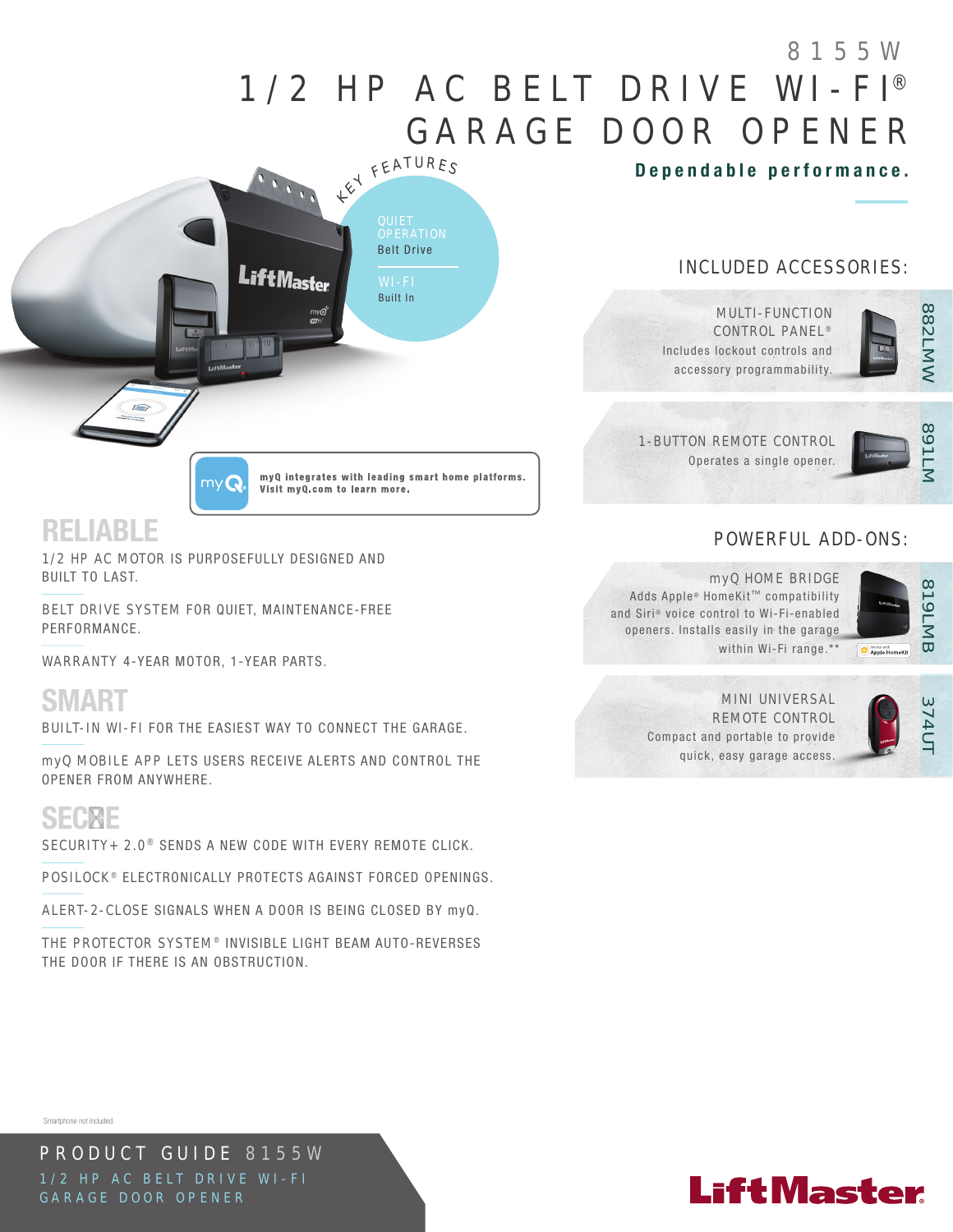# 8155W

# 1/2 HP AC BELT DRIVE WI-FI® GARAGE DOOR OPENER

**Dependable performance.**

KEY FEATURES

QUIET OPERATION
Belt Drive

WI-FI
Built In

**myQ integrates with leading smart home platforms. Visit myQ.com to learn more.**

## RELIABLE

1/2 HP AC MOTOR IS PURPOSEFULLY DESIGNED AND BUILT TO LAST.

BELT DRIVE SYSTEM FOR QUIET, MAINTENANCE-FREE PERFORMANCE.

WARRANTY 4-YEAR MOTOR, 1-YEAR PARTS.

## SMART

BUILT-IN WI-FI FOR THE EASIEST WAY TO CONNECT THE GARAGE.

myQ MOBILE APP LETS USERS RECEIVE ALERTS AND CONTROL THE OPENER FROM ANYWHERE.

## SECURE

SECURITY+ 2.0® SENDS A NEW CODE WITH EVERY REMOTE CLICK.

POSILOCK® ELECTRONICALLY PROTECTS AGAINST FORCED OPENINGS.

ALERT-2-CLOSE SIGNALS WHEN A DOOR IS BEING CLOSED BY myQ.

THE PROTECTOR SYSTEM® INVISIBLE LIGHT BEAM AUTO-REVERSES THE DOOR IF THERE IS AN OBSTRUCTION.

## INCLUDED ACCESSORIES:

**MULTI-FUNCTION CONTROL PANEL®** — 882LMW
Includes lockout controls and accessory programmability.

**1-BUTTON REMOTE CONTROL** — 891LM
Operates a single opener.

## POWERFUL ADD-ONS:

**myQ HOME BRIDGE** — 819LMB
Adds Apple® HomeKit™ compatibility and Siri® voice control to Wi-Fi-enabled openers. Installs easily in the garage within Wi-Fi range.**

**MINI UNIVERSAL REMOTE CONTROL** — 374UT
Compact and portable to provide quick, easy garage access.

Smartphone not included.

PRODUCT GUIDE 8155W
1/2 HP AC BELT DRIVE WI-FI GARAGE DOOR OPENER

LiftMaster®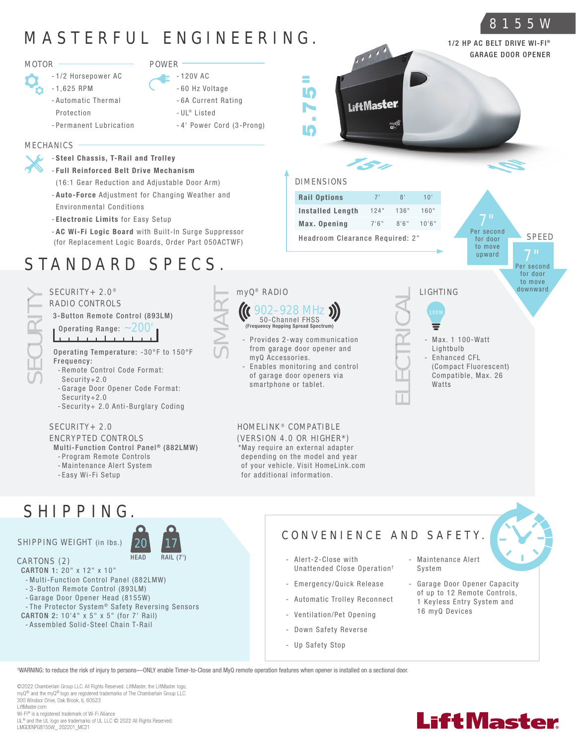8155W

1/2 HP AC BELT DRIVE WI-FI® GARAGE DOOR OPENER

# MASTERFUL ENGINEERING.

## MOTOR

- 1/2 Horsepower AC
- 1,625 RPM
- Automatic Thermal Protection
- Permanent Lubrication

## POWER

- 120V AC
- 60 Hz Voltage
- 6A Current Rating
- UL® Listed
- 4' Power Cord (3-Prong)

## MECHANICS

- **Steel Chassis, T-Rail and Trolley**
- **Full Reinforced Belt Drive Mechanism** (16:1 Gear Reduction and Adjustable Door Arm)
- **Auto-Force** Adjustment for Changing Weather and Environmental Conditions
- **Electronic Limits** for Easy Setup
- **AC Wi-Fi Logic Board** with Built-In Surge Suppressor (for Replacement Logic Boards, Order Part 050ACTWF)

5.75"

15"

10"

## DIMENSIONS

| Rail Options | 7' | 8' | 10' |
|---|---|---|---|
| Installed Length | 124" | 136" | 160" |
| Max. Opening | 7'6" | 8'6" | 10'6" |

Headroom Clearance Required: 2"

## SPEED

7" Per second for door to move upward

7" Per second for door to move downward

# STANDARD SPECS.

SECURITY

## SECURITY+ 2.0® RADIO CONTROLS

**3-Button Remote Control (893LM)**

Operating Range: ~200'

**Operating Temperature:** -30°F to 150°F

**Frequency:**

- Remote Control Code Format: Security+2.0
- Garage Door Opener Code Format: Security+2.0
- Security+ 2.0 Anti-Burglary Coding

## SECURITY+ 2.0 ENCRYPTED CONTROLS

**Multi-Function Control Panel® (882LMW)**

- Program Remote Controls
- Maintenance Alert System
- Easy Wi-Fi Setup

SMART

## myQ® RADIO

902-928 MHz

50-Channel FHSS

(Frequency Hopping Spread Spectrum)

- Provides 2-way communication from garage door opener and myQ Accessories.
- Enables monitoring and control of garage door openers via smartphone or tablet.

## HOMELINK® COMPATIBLE (VERSION 4.0 OR HIGHER*)

*May require an external adapter depending on the model and year of your vehicle. Visit HomeLink.com for additional information.

ELECTRICAL

## LIGHTING

100W

- Max. 1 100-Watt Lightbulb
- Enhanced CFL (Compact Fluorescent) Compatible, Max. 26 Watts

# SHIPPING.

SHIPPING WEIGHT (in lbs.)

20 HEAD

17 RAIL (7')

CARTONS (2)

**CARTON 1:** 20" x 12" x 10"

- Multi-Function Control Panel (882LMW)
- 3-Button Remote Control (893LM)
- Garage Door Opener Head (8155W)
- The Protector System® Safety Reversing Sensors

**CARTON 2:** 10'4" x 5" x 5" (for 7' Rail)

- Assembled Solid-Steel Chain T-Rail

# CONVENIENCE AND SAFETY.

- Alert-2-Close with Unattended Close Operation†
- Emergency/Quick Release
- Automatic Trolley Reconnect
- Ventilation/Pet Opening
- Down Safety Reverse
- Up Safety Stop
- Maintenance Alert System
- Garage Door Opener Capacity of up to 12 Remote Controls, 1 Keyless Entry System and 16 myQ Devices

†WARNING: to reduce the risk of injury to persons—ONLY enable Timer-to-Close and MyQ remote operation features when opener is installed on a sectional door.

©2022 Chamberlain Group LLC. All Rights Reserved. LiftMaster, the LiftMaster logo, myQ® and the myQ® logo are registered trademarks of The Chamberlain Group LLC.
300 Windsor Drive, Oak Brook, IL 60523
LiftMaster.com
Wi-Fi® is a registered trademark of Wi-Fi Alliance
UL® and the UL logo are trademarks of UL LLC © 2022 All Rights Reserved.
LMGDENPG8155W_ 202201_MC21

LiftMaster